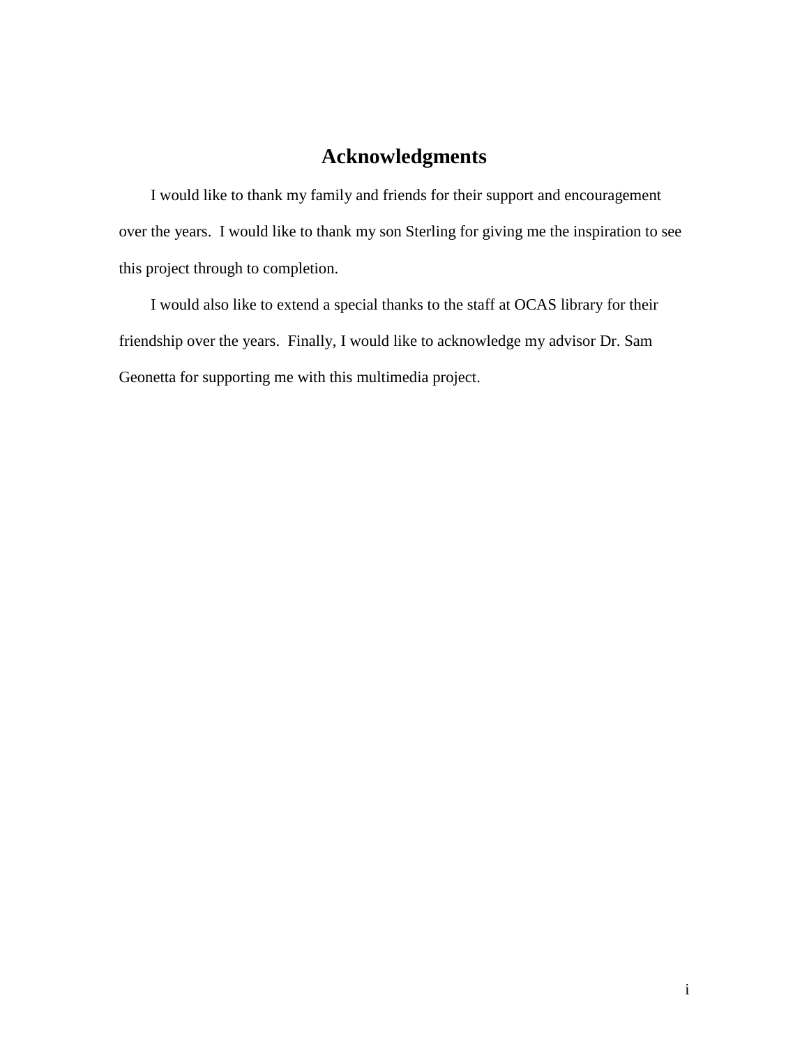# Acknowledgments

I would like to thank my family and friends for their support and encouragement over the years.  I would like to thank my son Sterling for giving me the inspiration to see this project through to completion.

I would also like to extend a special thanks to the staff at OCAS library for their friendship over the years.  Finally, I would like to acknowledge my advisor Dr. Sam Geonetta for supporting me with this multimedia project.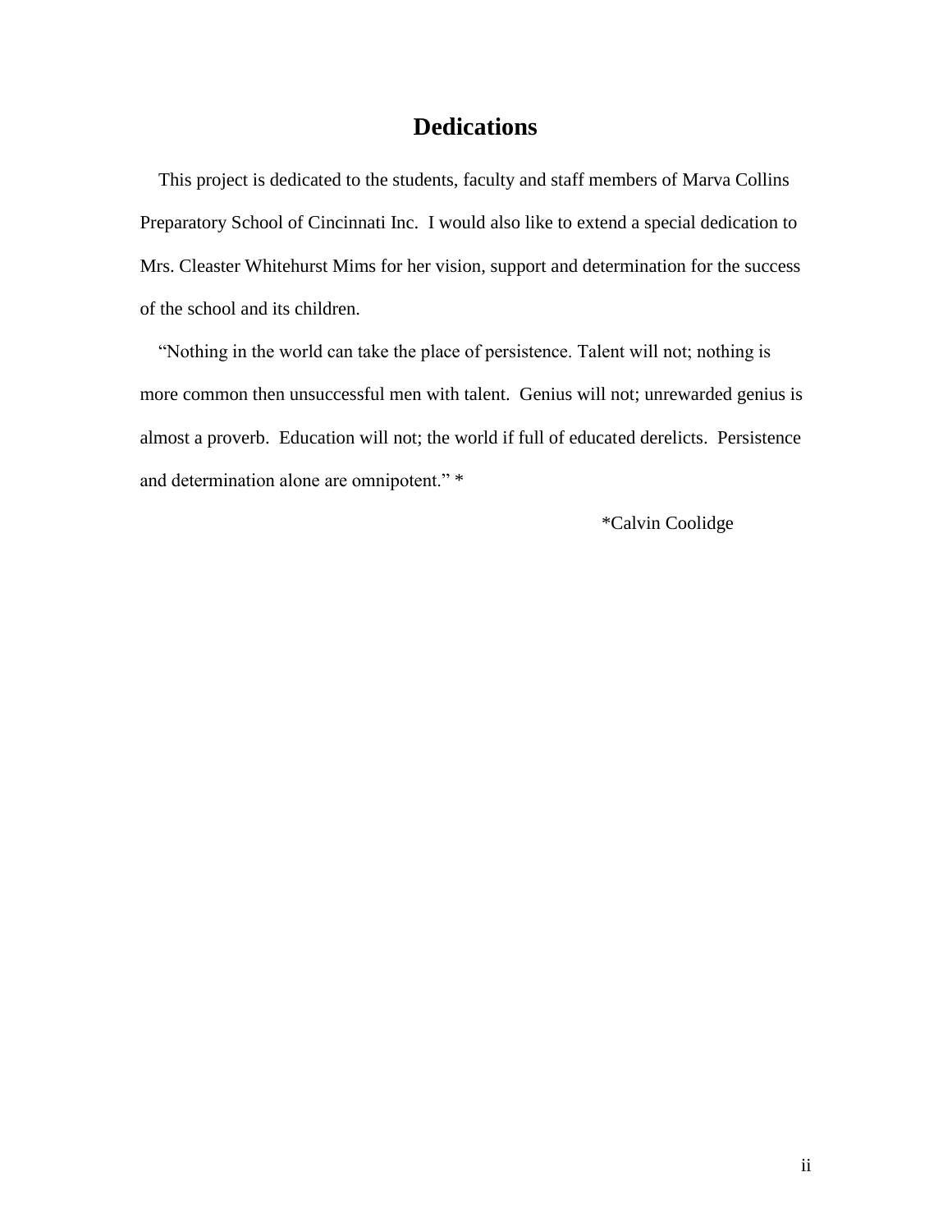# Dedications

This project is dedicated to the students, faculty and staff members of Marva Collins Preparatory School of Cincinnati Inc. I would also like to extend a special dedication to Mrs. Cleaster Whitehurst Mims for her vision, support and determination for the success of the school and its children.

"Nothing in the world can take the place of persistence. Talent will not; nothing is more common then unsuccessful men with talent. Genius will not; unrewarded genius is almost a proverb. Education will not; the world if full of educated derelicts. Persistence and determination alone are omnipotent." *

*Calvin Coolidge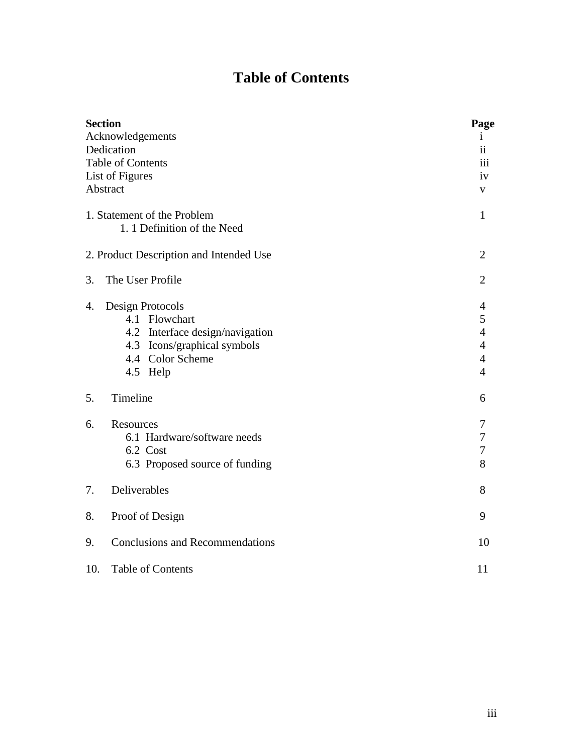# Table of Contents

| Section | Page |
| --- | --- |
| Acknowledgements | i |
| Dedication | ii |
| Table of Contents | iii |
| List of Figures | iv |
| Abstract | v |
| 1. Statement of the Problem | 1 |
| 1. 1 Definition of the Need | |
| 2. Product Description and Intended Use | 2 |
| 3. The User Profile | 2 |
| 4. Design Protocols | 4 |
| 4.1 Flowchart | 5 |
| 4.2 Interface design/navigation | 4 |
| 4.3 Icons/graphical symbols | 4 |
| 4.4 Color Scheme | 4 |
| 4.5 Help | 4 |
| 5. Timeline | 6 |
| 6. Resources | 7 |
| 6.1 Hardware/software needs | 7 |
| 6.2 Cost | 7 |
| 6.3 Proposed source of funding | 8 |
| 7. Deliverables | 8 |
| 8. Proof of Design | 9 |
| 9. Conclusions and Recommendations | 10 |
| 10. Table of Contents | 11 |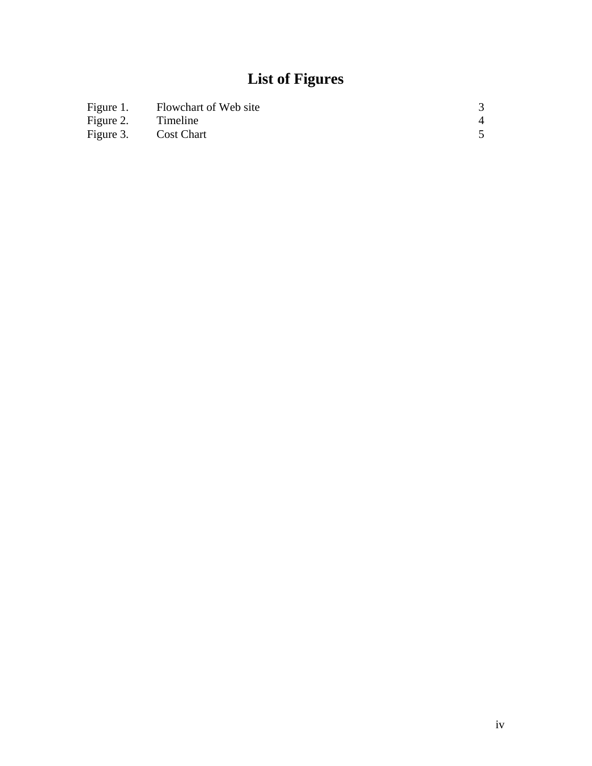# List of Figures

| | | |
|---|---|---|
| Figure 1. | Flowchart of Web site | 3 |
| Figure 2. | Timeline | 4 |
| Figure 3. | Cost Chart | 5 |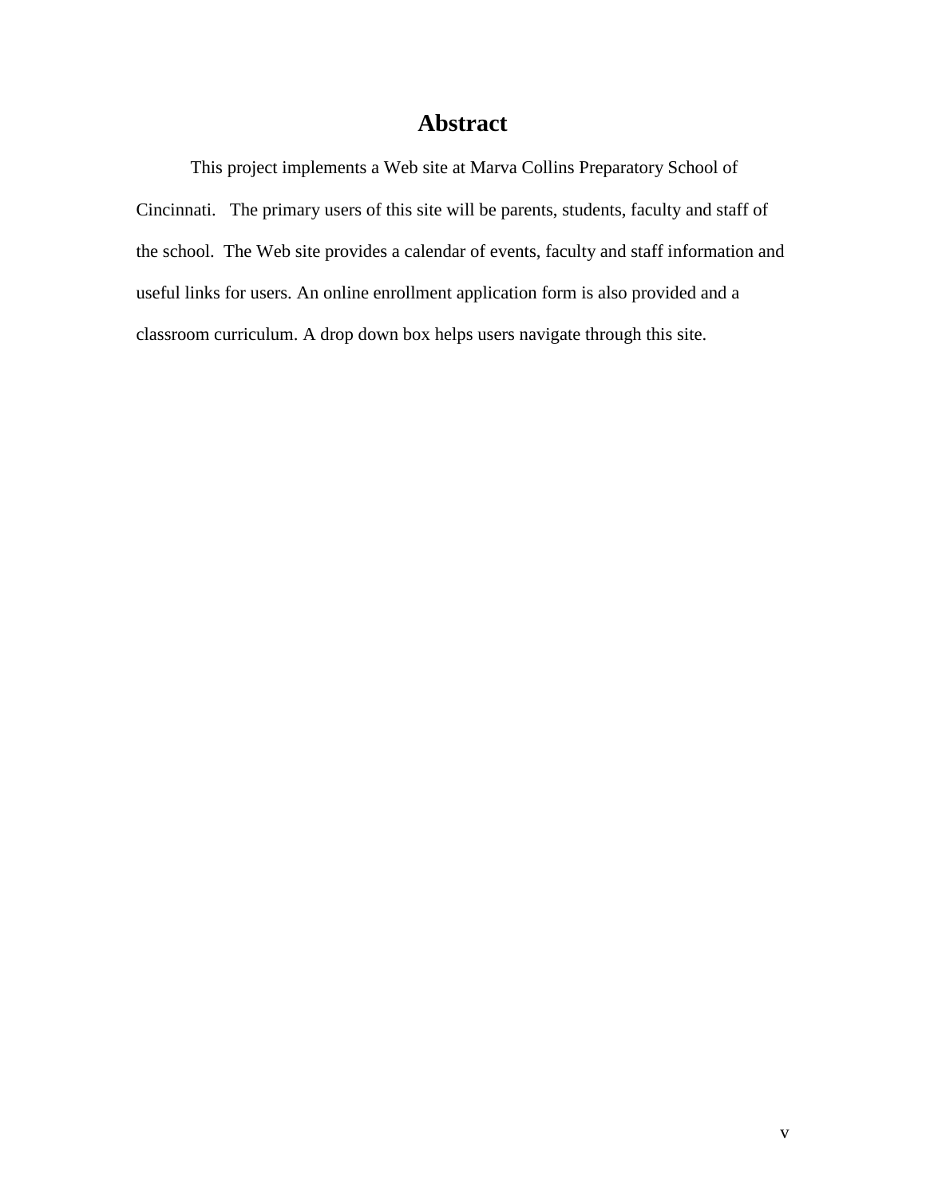# Abstract

This project implements a Web site at Marva Collins Preparatory School of Cincinnati. The primary users of this site will be parents, students, faculty and staff of the school. The Web site provides a calendar of events, faculty and staff information and useful links for users. An online enrollment application form is also provided and a classroom curriculum. A drop down box helps users navigate through this site.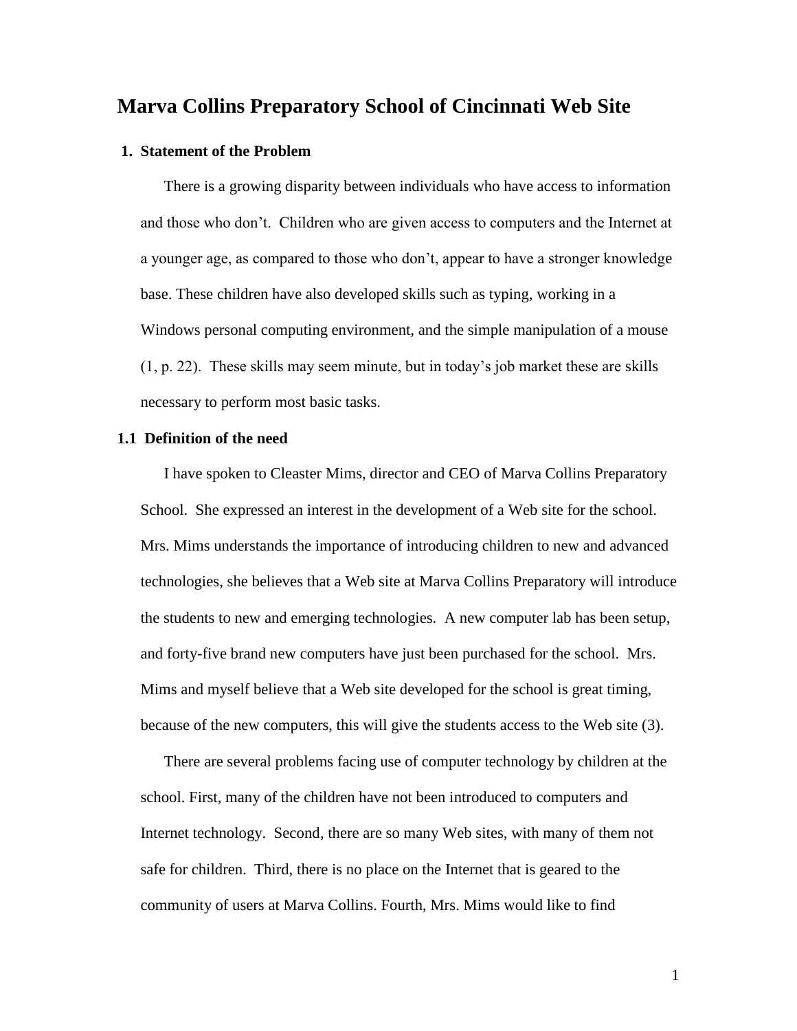# Marva Collins Preparatory School of Cincinnati Web Site

## 1. Statement of the Problem

There is a growing disparity between individuals who have access to information and those who don't. Children who are given access to computers and the Internet at a younger age, as compared to those who don't, appear to have a stronger knowledge base. These children have also developed skills such as typing, working in a Windows personal computing environment, and the simple manipulation of a mouse (1, p. 22). These skills may seem minute, but in today's job market these are skills necessary to perform most basic tasks.

### 1.1 Definition of the need

I have spoken to Cleaster Mims, director and CEO of Marva Collins Preparatory School. She expressed an interest in the development of a Web site for the school. Mrs. Mims understands the importance of introducing children to new and advanced technologies, she believes that a Web site at Marva Collins Preparatory will introduce the students to new and emerging technologies. A new computer lab has been setup, and forty-five brand new computers have just been purchased for the school. Mrs. Mims and myself believe that a Web site developed for the school is great timing, because of the new computers, this will give the students access to the Web site (3).

There are several problems facing use of computer technology by children at the school. First, many of the children have not been introduced to computers and Internet technology. Second, there are so many Web sites, with many of them not safe for children. Third, there is no place on the Internet that is geared to the community of users at Marva Collins. Fourth, Mrs. Mims would like to find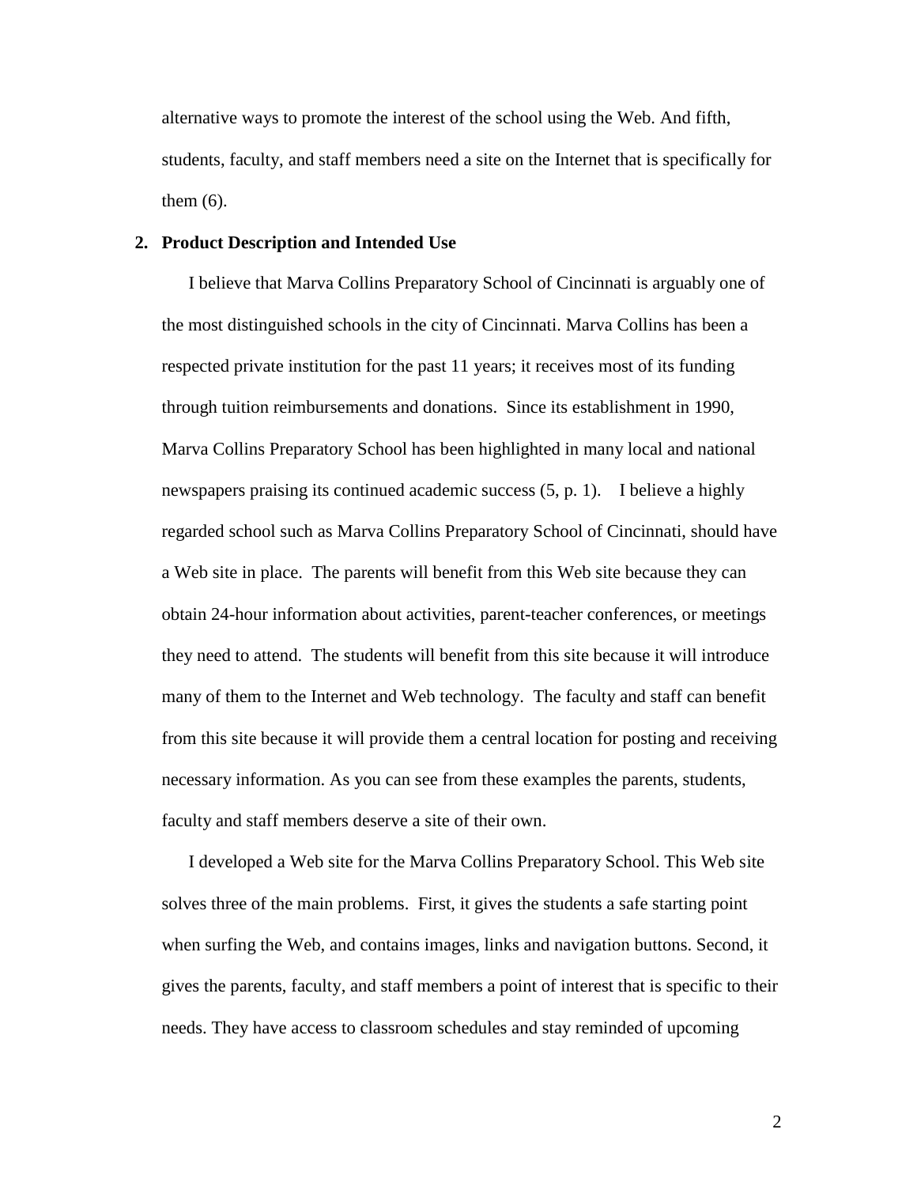alternative ways to promote the interest of the school using the Web. And fifth, students, faculty, and staff members need a site on the Internet that is specifically for them (6).

## 2. Product Description and Intended Use

I believe that Marva Collins Preparatory School of Cincinnati is arguably one of the most distinguished schools in the city of Cincinnati. Marva Collins has been a respected private institution for the past 11 years; it receives most of its funding through tuition reimbursements and donations. Since its establishment in 1990, Marva Collins Preparatory School has been highlighted in many local and national newspapers praising its continued academic success (5, p. 1). I believe a highly regarded school such as Marva Collins Preparatory School of Cincinnati, should have a Web site in place. The parents will benefit from this Web site because they can obtain 24-hour information about activities, parent-teacher conferences, or meetings they need to attend. The students will benefit from this site because it will introduce many of them to the Internet and Web technology. The faculty and staff can benefit from this site because it will provide them a central location for posting and receiving necessary information. As you can see from these examples the parents, students, faculty and staff members deserve a site of their own.

I developed a Web site for the Marva Collins Preparatory School. This Web site solves three of the main problems. First, it gives the students a safe starting point when surfing the Web, and contains images, links and navigation buttons. Second, it gives the parents, faculty, and staff members a point of interest that is specific to their needs. They have access to classroom schedules and stay reminded of upcoming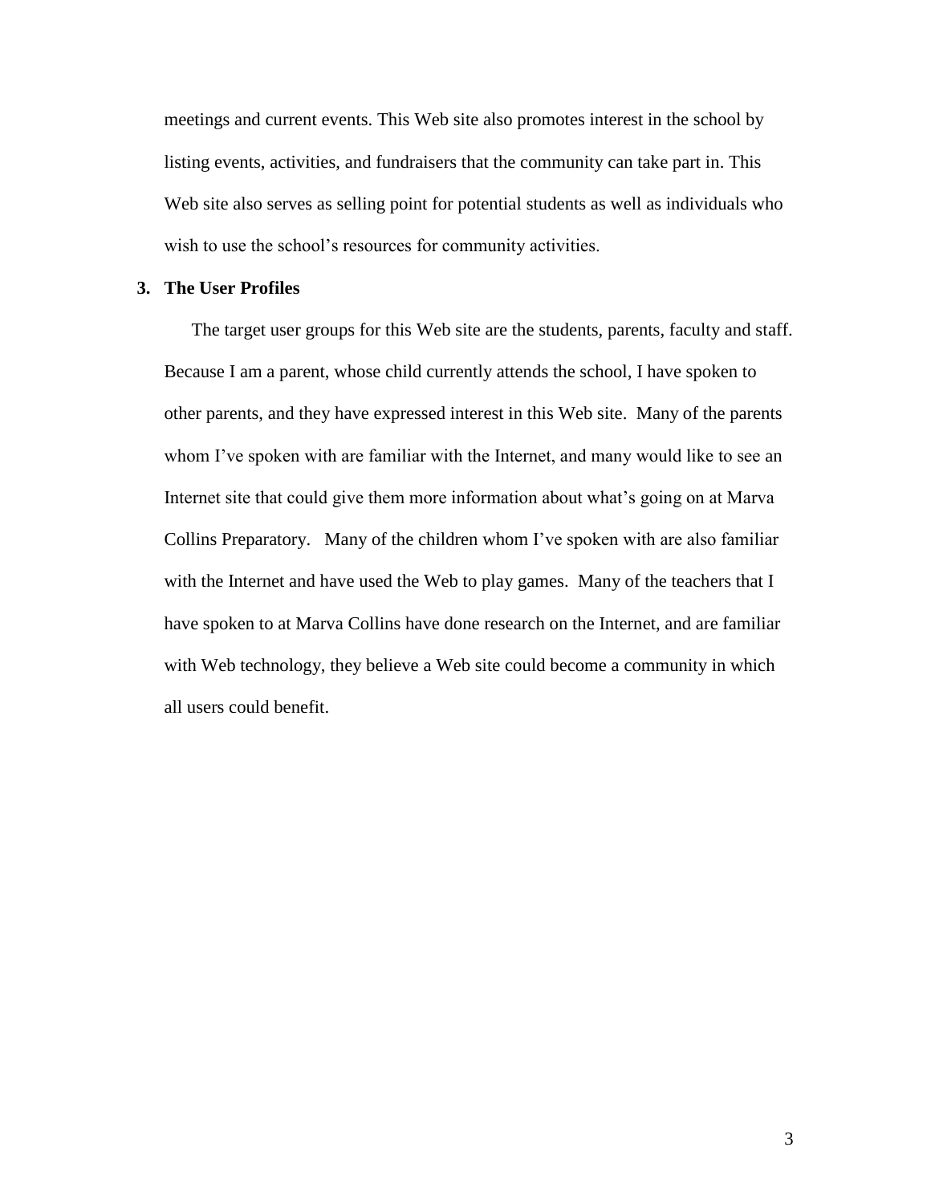meetings and current events. This Web site also promotes interest in the school by listing events, activities, and fundraisers that the community can take part in. This Web site also serves as selling point for potential students as well as individuals who wish to use the school's resources for community activities.

## 3. The User Profiles

The target user groups for this Web site are the students, parents, faculty and staff. Because I am a parent, whose child currently attends the school, I have spoken to other parents, and they have expressed interest in this Web site. Many of the parents whom I've spoken with are familiar with the Internet, and many would like to see an Internet site that could give them more information about what's going on at Marva Collins Preparatory. Many of the children whom I've spoken with are also familiar with the Internet and have used the Web to play games. Many of the teachers that I have spoken to at Marva Collins have done research on the Internet, and are familiar with Web technology, they believe a Web site could become a community in which all users could benefit.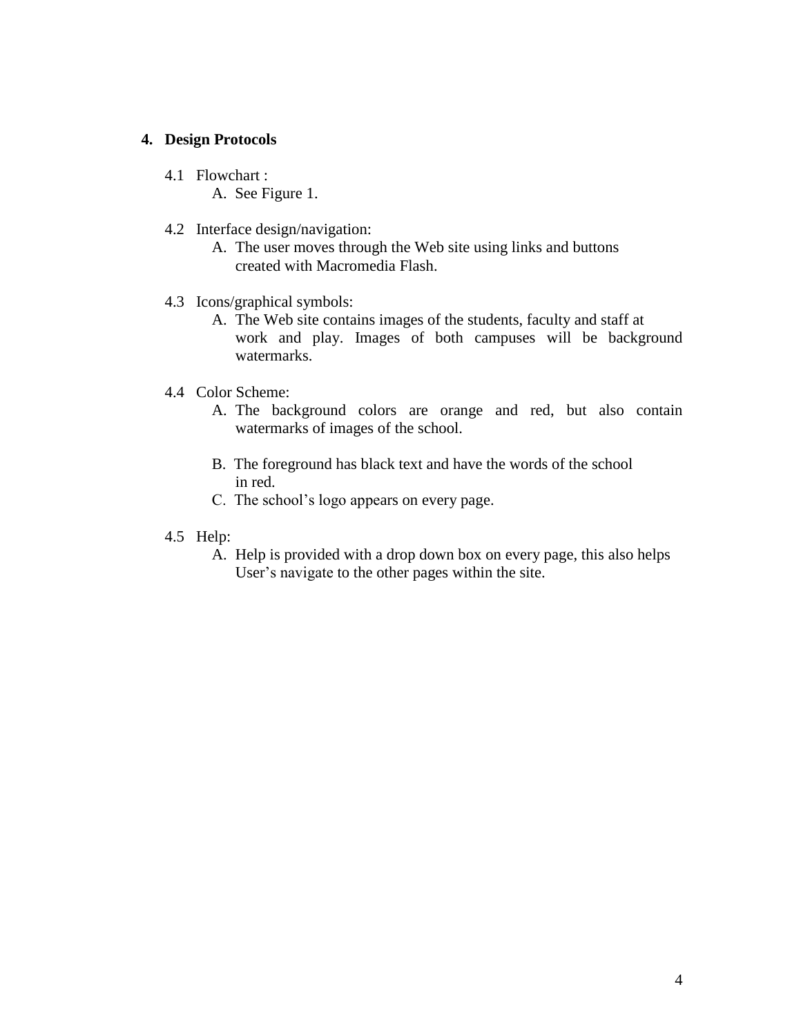## 4. Design Protocols

4.1 Flowchart :

A. See Figure 1.

4.2 Interface design/navigation:

A. The user moves through the Web site using links and buttons created with Macromedia Flash.

4.3 Icons/graphical symbols:

A. The Web site contains images of the students, faculty and staff at work and play. Images of both campuses will be background watermarks.

4.4 Color Scheme:

A. The background colors are orange and red, but also contain watermarks of images of the school.

B. The foreground has black text and have the words of the school in red.

C. The school's logo appears on every page.

4.5 Help:

A. Help is provided with a drop down box on every page, this also helps User's navigate to the other pages within the site.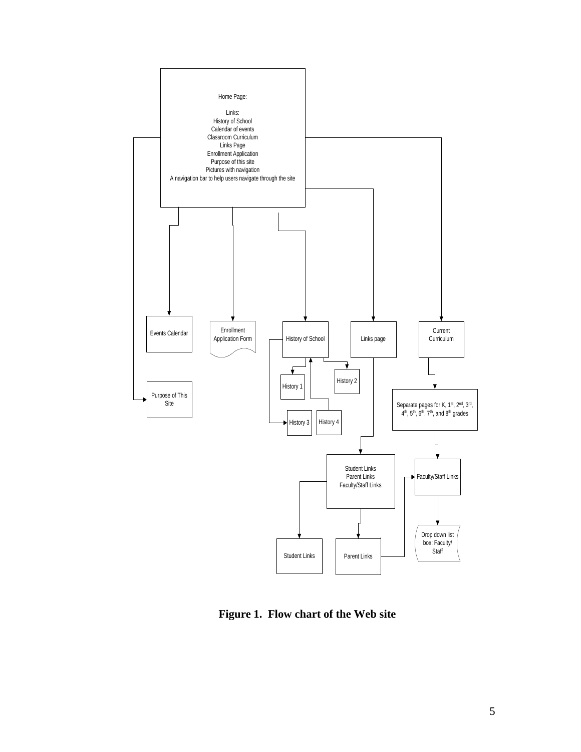Home Page:

Links:
History of School
Calendar of events
Classroom Curriculum
Links Page
Enrollment Application
Purpose of this site
Pictures with navigation
A navigation bar to help users navigate through the site

Events Calendar

Enrollment Application Form

History of School

Links page

Current Curriculum

Purpose of This Site

History 1

History 2

History 3

History 4

Separate pages for K, 1st, 2nd, 3rd, 4th, 5th, 6th, 7th, and 8th grades

Student Links
Parent Links
Faculty/Staff Links

Faculty/Staff Links

Student Links

Parent Links

Drop down list box: Faculty/ Staff

**Figure 1. Flow chart of the Web site**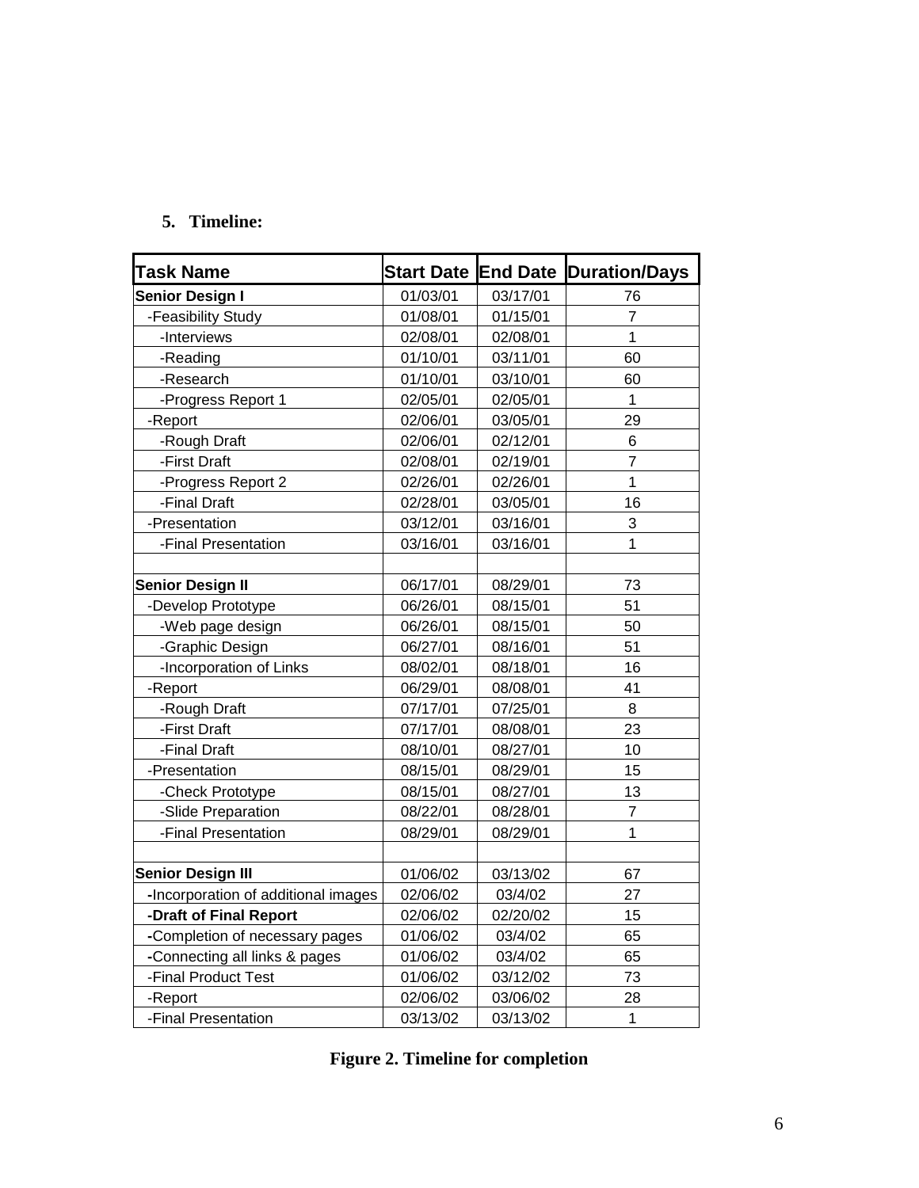## 5. Timeline:

| Task Name | Start Date | End Date | Duration/Days |
|---|---|---|---|
| **Senior Design I** | 01/03/01 | 03/17/01 | 76 |
| -Feasibility Study | 01/08/01 | 01/15/01 | 7 |
| -Interviews | 02/08/01 | 02/08/01 | 1 |
| -Reading | 01/10/01 | 03/11/01 | 60 |
| -Research | 01/10/01 | 03/10/01 | 60 |
| -Progress Report 1 | 02/05/01 | 02/05/01 | 1 |
| -Report | 02/06/01 | 03/05/01 | 29 |
| -Rough Draft | 02/06/01 | 02/12/01 | 6 |
| -First Draft | 02/08/01 | 02/19/01 | 7 |
| -Progress Report 2 | 02/26/01 | 02/26/01 | 1 |
| -Final Draft | 02/28/01 | 03/05/01 | 16 |
| -Presentation | 03/12/01 | 03/16/01 | 3 |
| -Final Presentation | 03/16/01 | 03/16/01 | 1 |
| | | | |
| **Senior Design II** | 06/17/01 | 08/29/01 | 73 |
| -Develop Prototype | 06/26/01 | 08/15/01 | 51 |
| -Web page design | 06/26/01 | 08/15/01 | 50 |
| -Graphic Design | 06/27/01 | 08/16/01 | 51 |
| -Incorporation of Links | 08/02/01 | 08/18/01 | 16 |
| -Report | 06/29/01 | 08/08/01 | 41 |
| -Rough Draft | 07/17/01 | 07/25/01 | 8 |
| -First Draft | 07/17/01 | 08/08/01 | 23 |
| -Final Draft | 08/10/01 | 08/27/01 | 10 |
| -Presentation | 08/15/01 | 08/29/01 | 15 |
| -Check Prototype | 08/15/01 | 08/27/01 | 13 |
| -Slide Preparation | 08/22/01 | 08/28/01 | 7 |
| -Final Presentation | 08/29/01 | 08/29/01 | 1 |
| | | | |
| **Senior Design III** | 01/06/02 | 03/13/02 | 67 |
| -Incorporation of additional images | 02/06/02 | 03/4/02 | 27 |
| **-Draft of Final Report** | 02/06/02 | 02/20/02 | 15 |
| -Completion of necessary pages | 01/06/02 | 03/4/02 | 65 |
| -Connecting all links & pages | 01/06/02 | 03/4/02 | 65 |
| -Final Product Test | 01/06/02 | 03/12/02 | 73 |
| -Report | 02/06/02 | 03/06/02 | 28 |
| -Final Presentation | 03/13/02 | 03/13/02 | 1 |

**Figure 2. Timeline for completion**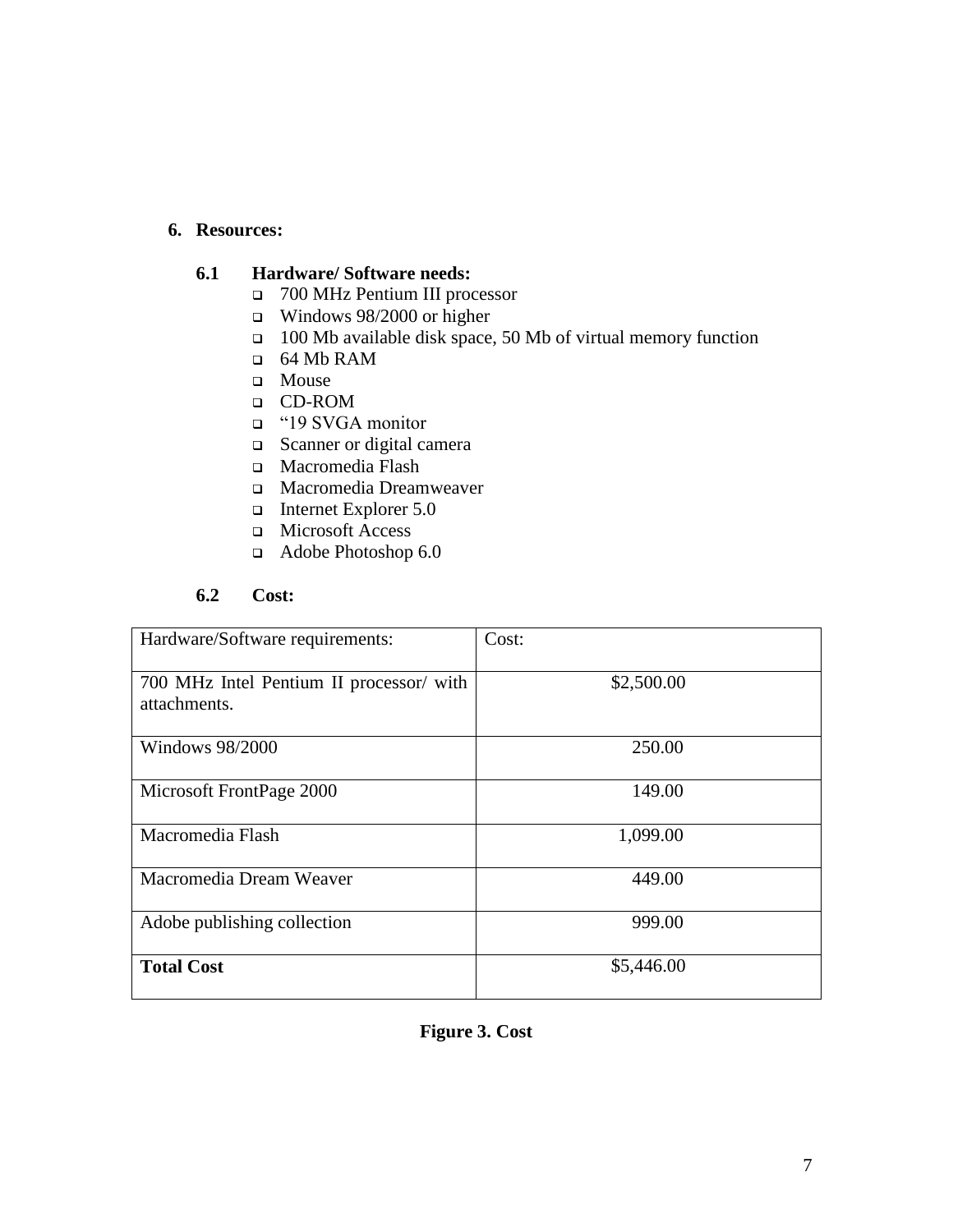## 6. Resources:

### 6.1 Hardware/ Software needs:

- 700 MHz Pentium III processor
- Windows 98/2000 or higher
- 100 Mb available disk space, 50 Mb of virtual memory function
- 64 Mb RAM
- Mouse
- CD-ROM
- "19 SVGA monitor
- Scanner or digital camera
- Macromedia Flash
- Macromedia Dreamweaver
- Internet Explorer 5.0
- Microsoft Access
- Adobe Photoshop 6.0

### 6.2 Cost:

| Hardware/Software requirements: | Cost: |
|---|---|
| 700 MHz Intel Pentium II processor/ with attachments. | $2,500.00 |
| Windows 98/2000 | 250.00 |
| Microsoft FrontPage 2000 | 149.00 |
| Macromedia Flash | 1,099.00 |
| Macromedia Dream Weaver | 449.00 |
| Adobe publishing collection | 999.00 |
| **Total Cost** | $5,446.00 |

**Figure 3. Cost**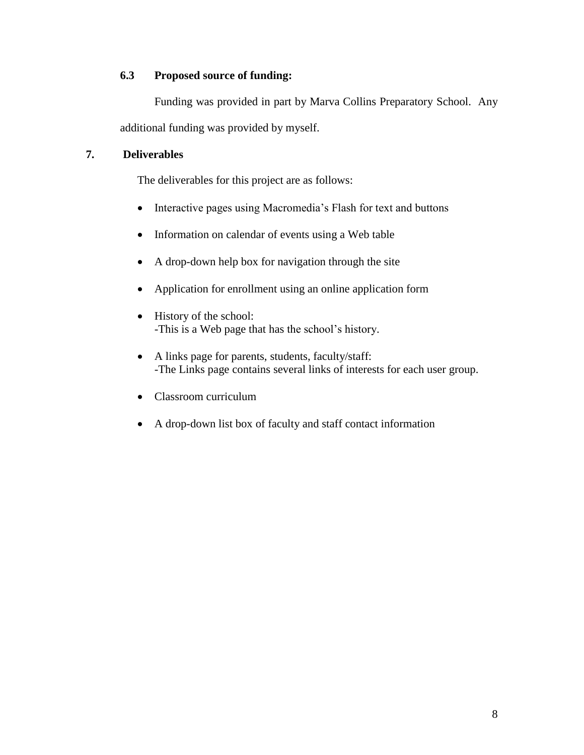### 6.3 Proposed source of funding:

Funding was provided in part by Marva Collins Preparatory School. Any additional funding was provided by myself.

## 7. Deliverables

The deliverables for this project are as follows:

- Interactive pages using Macromedia's Flash for text and buttons
- Information on calendar of events using a Web table
- A drop-down help box for navigation through the site
- Application for enrollment using an online application form
- History of the school:
  -This is a Web page that has the school's history.
- A links page for parents, students, faculty/staff:
  -The Links page contains several links of interests for each user group.
- Classroom curriculum
- A drop-down list box of faculty and staff contact information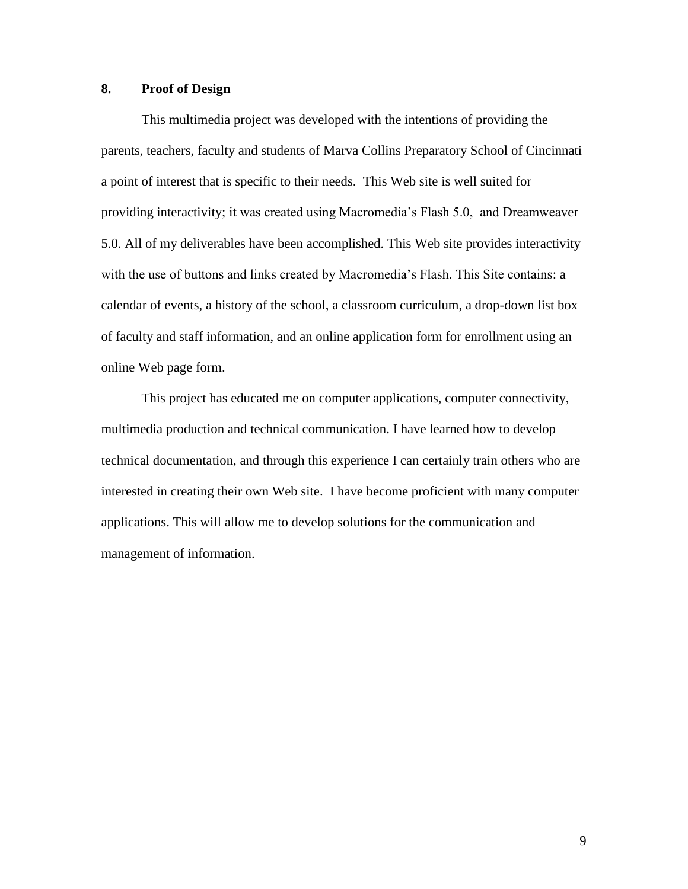## 8. Proof of Design

This multimedia project was developed with the intentions of providing the parents, teachers, faculty and students of Marva Collins Preparatory School of Cincinnati a point of interest that is specific to their needs. This Web site is well suited for providing interactivity; it was created using Macromedia's Flash 5.0, and Dreamweaver 5.0. All of my deliverables have been accomplished. This Web site provides interactivity with the use of buttons and links created by Macromedia's Flash. This Site contains: a calendar of events, a history of the school, a classroom curriculum, a drop-down list box of faculty and staff information, and an online application form for enrollment using an online Web page form.

This project has educated me on computer applications, computer connectivity, multimedia production and technical communication. I have learned how to develop technical documentation, and through this experience I can certainly train others who are interested in creating their own Web site. I have become proficient with many computer applications. This will allow me to develop solutions for the communication and management of information.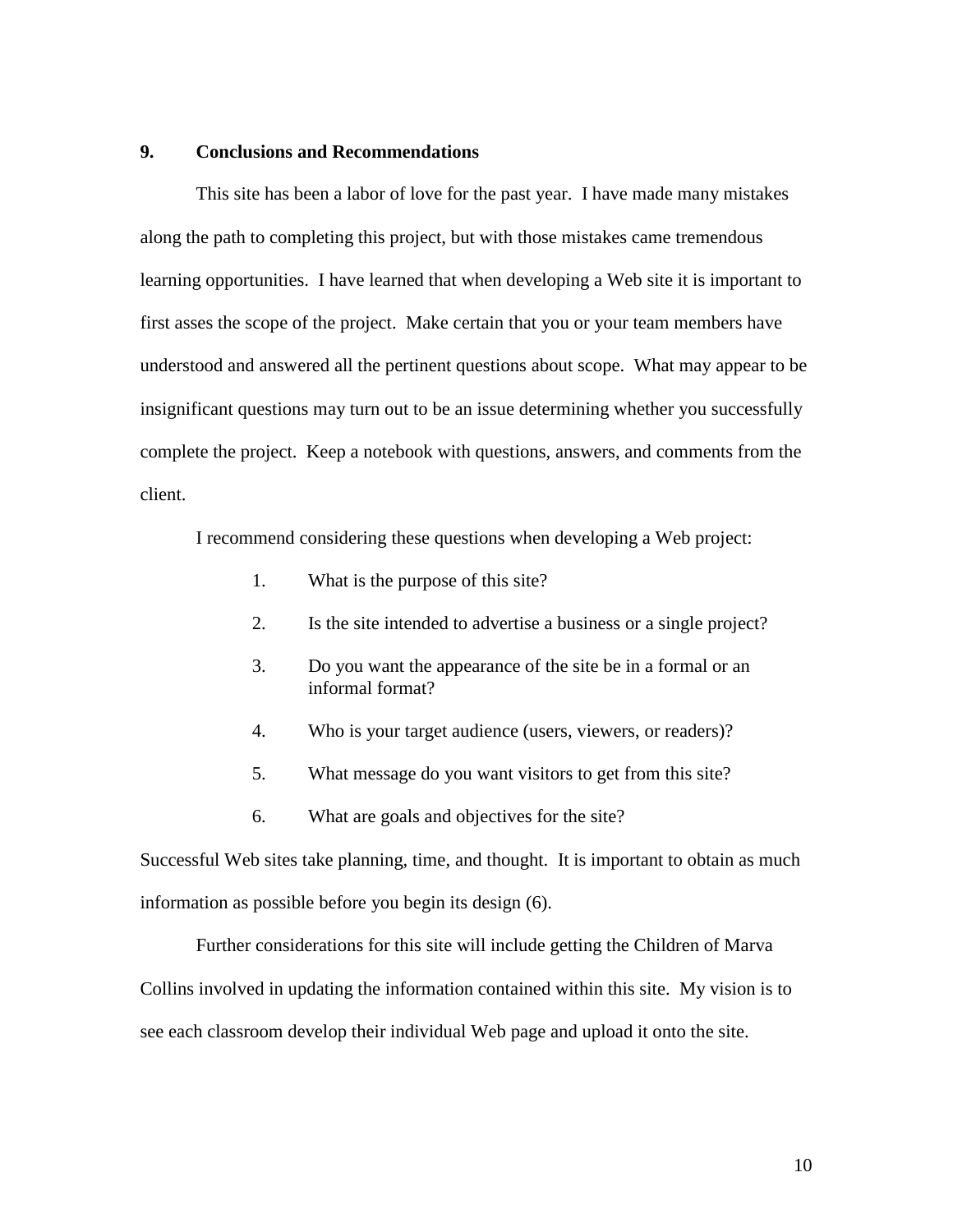## 9. Conclusions and Recommendations

This site has been a labor of love for the past year. I have made many mistakes along the path to completing this project, but with those mistakes came tremendous learning opportunities. I have learned that when developing a Web site it is important to first asses the scope of the project. Make certain that you or your team members have understood and answered all the pertinent questions about scope. What may appear to be insignificant questions may turn out to be an issue determining whether you successfully complete the project. Keep a notebook with questions, answers, and comments from the client.

I recommend considering these questions when developing a Web project:

1. What is the purpose of this site?
2. Is the site intended to advertise a business or a single project?
3. Do you want the appearance of the site be in a formal or an informal format?
4. Who is your target audience (users, viewers, or readers)?
5. What message do you want visitors to get from this site?
6. What are goals and objectives for the site?

Successful Web sites take planning, time, and thought. It is important to obtain as much information as possible before you begin its design (6).

Further considerations for this site will include getting the Children of Marva Collins involved in updating the information contained within this site. My vision is to see each classroom develop their individual Web page and upload it onto the site.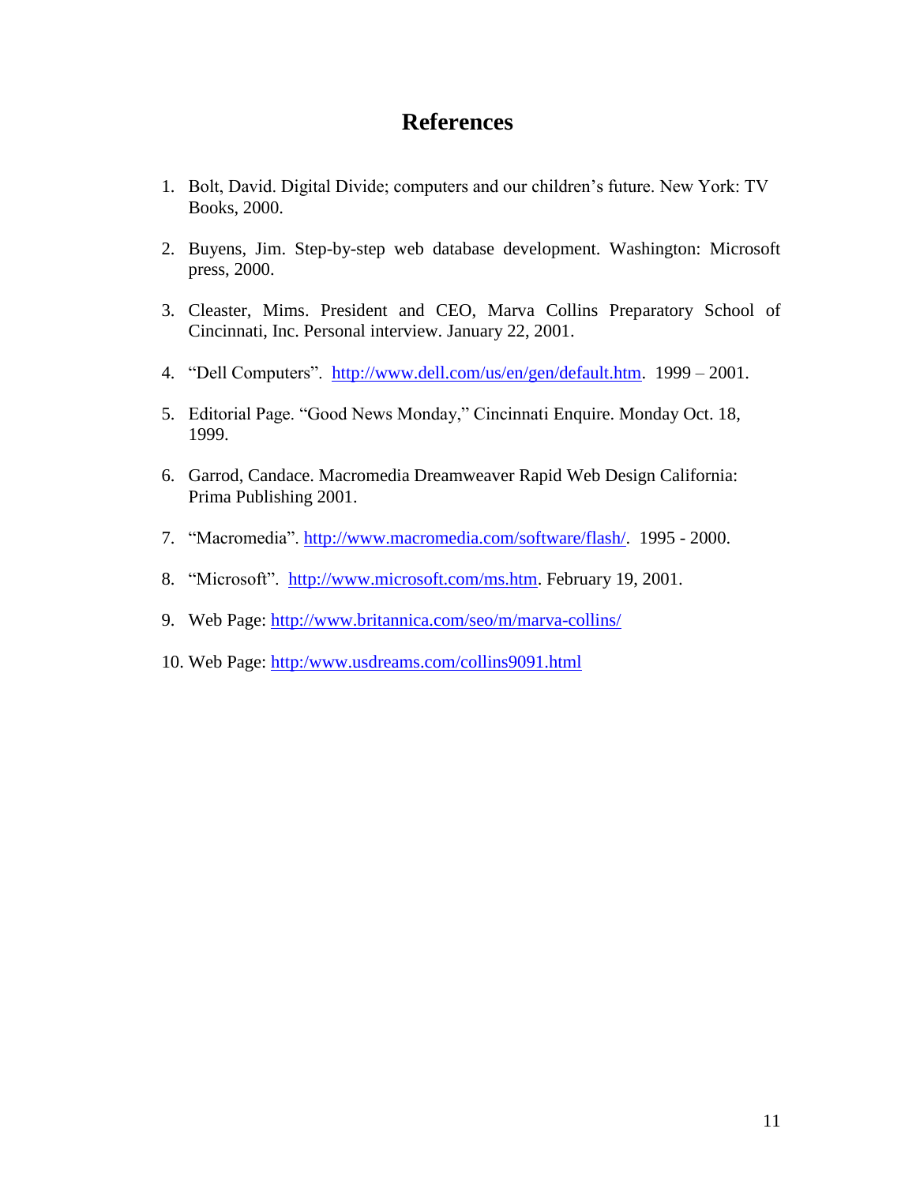# References

1. Bolt, David. Digital Divide; computers and our children's future. New York: TV Books, 2000.

2. Buyens, Jim. Step-by-step web database development. Washington: Microsoft press, 2000.

3. Cleaster, Mims. President and CEO, Marva Collins Preparatory School of Cincinnati, Inc. Personal interview. January 22, 2001.

4. "Dell Computers". http://www.dell.com/us/en/gen/default.htm. 1999 – 2001.

5. Editorial Page. "Good News Monday," Cincinnati Enquire. Monday Oct. 18, 1999.

6. Garrod, Candace. Macromedia Dreamweaver Rapid Web Design California: Prima Publishing 2001.

7. "Macromedia". http://www.macromedia.com/software/flash/. 1995 - 2000.

8. "Microsoft". http://www.microsoft.com/ms.htm. February 19, 2001.

9. Web Page: http://www.britannica.com/seo/m/marva-collins/

10. Web Page: http:/www.usdreams.com/collins9091.html